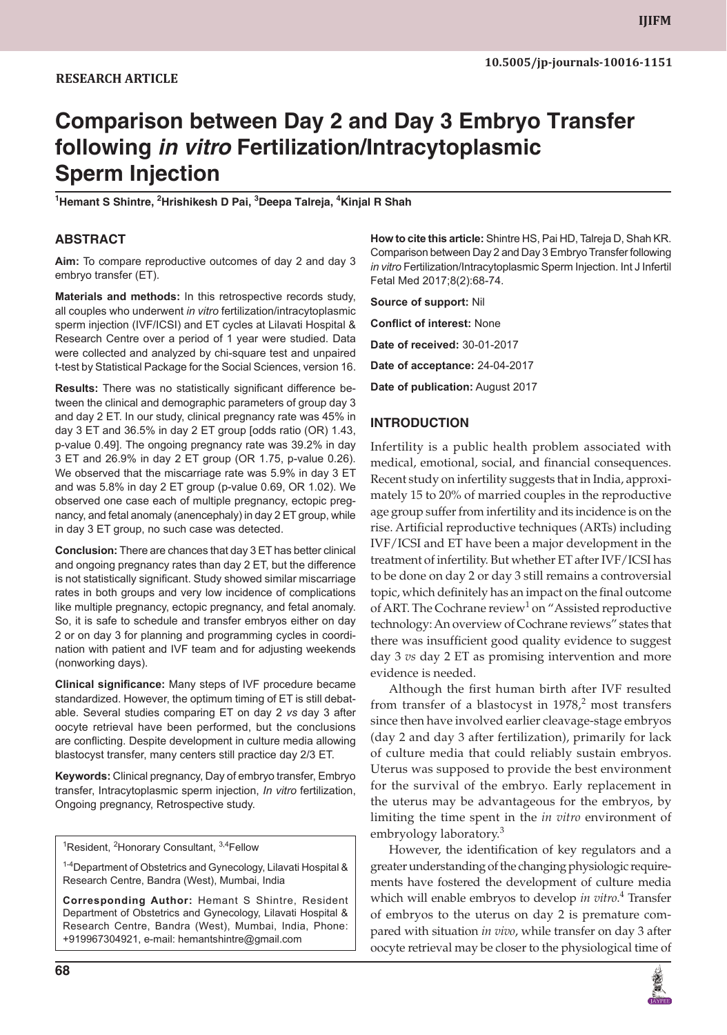RESEARCH ARTICLE

10.5005/jp-journals-10016-1151

# Comparison between Day 2 and Day 3 Embryo Transfer following *in vitro* Fertilization/Intracytoplasmic Sperm Injection

[1]Hemant S Shintre, [2]Hrishikesh D Pai, [3]Deepa Talreja, [4]Kinjal R Shah

## ABSTRACT

**Aim:** To compare reproductive outcomes of day 2 and day 3 embryo transfer (ET).

**Materials and methods:** In this retrospective records study, all couples who underwent *in vitro* fertilization/intracytoplasmic sperm injection (IVF/ICSI) and ET cycles at Lilavati Hospital & Research Centre over a period of 1 year were studied. Data were collected and analyzed by chi-square test and unpaired t-test by Statistical Package for the Social Sciences, version 16.

**Results:** There was no statistically significant difference between the clinical and demographic parameters of group day 3 and day 2 ET. In our study, clinical pregnancy rate was 45% in day 3 ET and 36.5% in day 2 ET group [odds ratio (OR) 1.43, p-value 0.49]. The ongoing pregnancy rate was 39.2% in day 3 ET and 26.9% in day 2 ET group (OR 1.75, p-value 0.26). We observed that the miscarriage rate was 5.9% in day 3 ET and was 5.8% in day 2 ET group (p-value 0.69, OR 1.02). We observed one case each of multiple pregnancy, ectopic pregnancy, and fetal anomaly (anencephaly) in day 2 ET group, while in day 3 ET group, no such case was detected.

**Conclusion:** There are chances that day 3 ET has better clinical and ongoing pregnancy rates than day 2 ET, but the difference is not statistically significant. Study showed similar miscarriage rates in both groups and very low incidence of complications like multiple pregnancy, ectopic pregnancy, and fetal anomaly. So, it is safe to schedule and transfer embryos either on day 2 or on day 3 for planning and programming cycles in coordination with patient and IVF team and for adjusting weekends (nonworking days).

**Clinical significance:** Many steps of IVF procedure became standardized. However, the optimum timing of ET is still debatable. Several studies comparing ET on day 2 *vs* day 3 after oocyte retrieval have been performed, but the conclusions are conflicting. Despite development in culture media allowing blastocyst transfer, many centers still practice day 2/3 ET.

**Keywords:** Clinical pregnancy, Day of embryo transfer, Embryo transfer, Intracytoplasmic sperm injection, *In vitro* fertilization, Ongoing pregnancy, Retrospective study.

[1]Resident, [2]Honorary Consultant, [3,4]Fellow

[1-4]Department of Obstetrics and Gynecology, Lilavati Hospital & Research Centre, Bandra (West), Mumbai, India

**Corresponding Author:** Hemant S Shintre, Resident Department of Obstetrics and Gynecology, Lilavati Hospital & Research Centre, Bandra (West), Mumbai, India, Phone: +919967304921, e-mail: hemantshintre@gmail.com

**How to cite this article:** Shintre HS, Pai HD, Talreja D, Shah KR. Comparison between Day 2 and Day 3 Embryo Transfer following *in vitro* Fertilization/Intracytoplasmic Sperm Injection. Int J Infertil Fetal Med 2017;8(2):68-74.

**Source of support:** Nil

**Conflict of interest:** None

**Date of received:** 30-01-2017

**Date of acceptance:** 24-04-2017

**Date of publication:** August 2017

## INTRODUCTION

Infertility is a public health problem associated with medical, emotional, social, and financial consequences. Recent study on infertility suggests that in India, approximately 15 to 20% of married couples in the reproductive age group suffer from infertility and its incidence is on the rise. Artificial reproductive techniques (ARTs) including IVF/ICSI and ET have been a major development in the treatment of infertility. But whether ET after IVF/ICSI has to be done on day 2 or day 3 still remains a controversial topic, which definitely has an impact on the final outcome of ART. The Cochrane review[1] on "Assisted reproductive technology: An overview of Cochrane reviews" states that there was insufficient good quality evidence to suggest day 3 *vs* day 2 ET as promising intervention and more evidence is needed.

Although the first human birth after IVF resulted from transfer of a blastocyst in 1978,[2] most transfers since then have involved earlier cleavage-stage embryos (day 2 and day 3 after fertilization), primarily for lack of culture media that could reliably sustain embryos. Uterus was supposed to provide the best environment for the survival of the embryo. Early replacement in the uterus may be advantageous for the embryos, by limiting the time spent in the *in vitro* environment of embryology laboratory.[3]

However, the identification of key regulators and a greater understanding of the changing physiologic requirements have fostered the development of culture media which will enable embryos to develop *in vitro*.[4] Transfer of embryos to the uterus on day 2 is premature compared with situation *in vivo*, while transfer on day 3 after oocyte retrieval may be closer to the physiological time of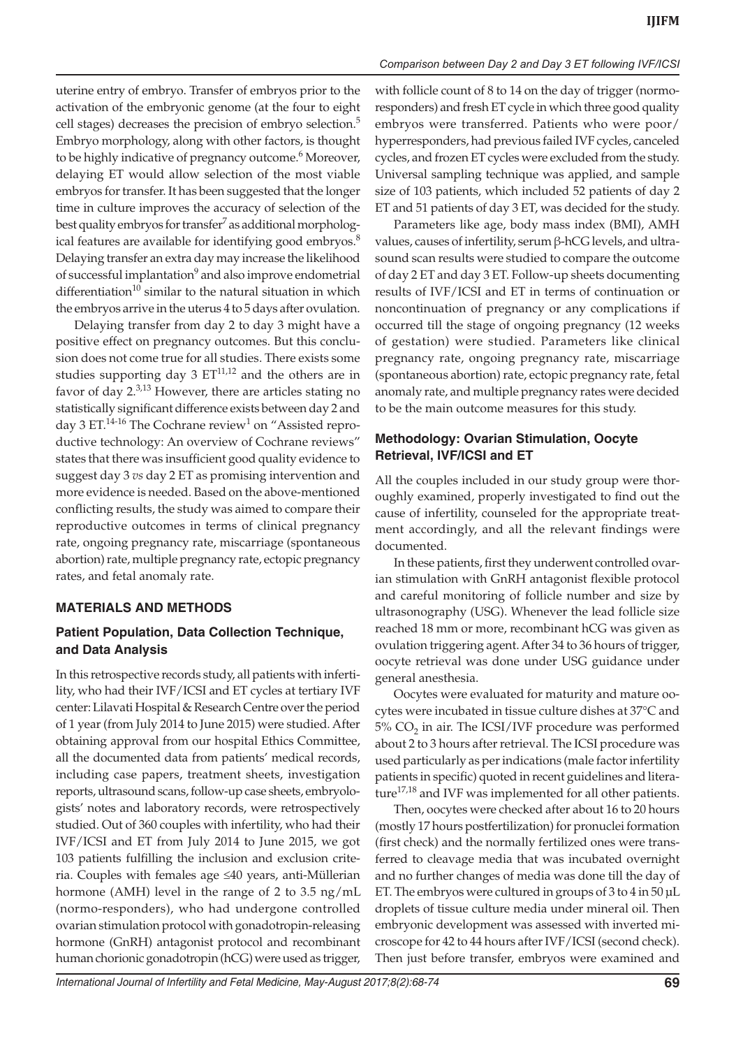uterine entry of embryo. Transfer of embryos prior to the activation of the embryonic genome (at the four to eight cell stages) decreases the precision of embryo selection.[5] Embryo morphology, along with other factors, is thought to be highly indicative of pregnancy outcome.[6] Moreover, delaying ET would allow selection of the most viable embryos for transfer. It has been suggested that the longer time in culture improves the accuracy of selection of the best quality embryos for transfer[7] as additional morphological features are available for identifying good embryos.[8] Delaying transfer an extra day may increase the likelihood of successful implantation[9] and also improve endometrial differentiation[10] similar to the natural situation in which the embryos arrive in the uterus 4 to 5 days after ovulation.

Delaying transfer from day 2 to day 3 might have a positive effect on pregnancy outcomes. But this conclusion does not come true for all studies. There exists some studies supporting day 3 ET[11,12] and the others are in favor of day 2.[3,13] However, there are articles stating no statistically significant difference exists between day 2 and day 3 ET.[14-16] The Cochrane review[1] on "Assisted reproductive technology: An overview of Cochrane reviews" states that there was insufficient good quality evidence to suggest day 3 *vs* day 2 ET as promising intervention and more evidence is needed. Based on the above-mentioned conflicting results, the study was aimed to compare their reproductive outcomes in terms of clinical pregnancy rate, ongoing pregnancy rate, miscarriage (spontaneous abortion) rate, multiple pregnancy rate, ectopic pregnancy rates, and fetal anomaly rate.

## MATERIALS AND METHODS

### Patient Population, Data Collection Technique, and Data Analysis

In this retrospective records study, all patients with infertility, who had their IVF/ICSI and ET cycles at tertiary IVF center: Lilavati Hospital & Research Centre over the period of 1 year (from July 2014 to June 2015) were studied. After obtaining approval from our hospital Ethics Committee, all the documented data from patients' medical records, including case papers, treatment sheets, investigation reports, ultrasound scans, follow-up case sheets, embryologists' notes and laboratory records, were retrospectively studied. Out of 360 couples with infertility, who had their IVF/ICSI and ET from July 2014 to June 2015, we got 103 patients fulfilling the inclusion and exclusion criteria. Couples with females age ≤40 years, anti-Müllerian hormone (AMH) level in the range of 2 to 3.5 ng/mL (normo-responders), who had undergone controlled ovarian stimulation protocol with gonadotropin-releasing hormone (GnRH) antagonist protocol and recombinant human chorionic gonadotropin (hCG) were used as trigger, with follicle count of 8 to 14 on the day of trigger (normo-responders) and fresh ET cycle in which three good quality embryos were transferred. Patients who were poor/hyperresponders, had previous failed IVF cycles, canceled cycles, and frozen ET cycles were excluded from the study. Universal sampling technique was applied, and sample size of 103 patients, which included 52 patients of day 2 ET and 51 patients of day 3 ET, was decided for the study.

Parameters like age, body mass index (BMI), AMH values, causes of infertility, serum β-hCG levels, and ultrasound scan results were studied to compare the outcome of day 2 ET and day 3 ET. Follow-up sheets documenting results of IVF/ICSI and ET in terms of continuation or noncontinuation of pregnancy or any complications if occurred till the stage of ongoing pregnancy (12 weeks of gestation) were studied. Parameters like clinical pregnancy rate, ongoing pregnancy rate, miscarriage (spontaneous abortion) rate, ectopic pregnancy rate, fetal anomaly rate, and multiple pregnancy rates were decided to be the main outcome measures for this study.

### Methodology: Ovarian Stimulation, Oocyte Retrieval, IVF/ICSI and ET

All the couples included in our study group were thoroughly examined, properly investigated to find out the cause of infertility, counseled for the appropriate treatment accordingly, and all the relevant findings were documented.

In these patients, first they underwent controlled ovarian stimulation with GnRH antagonist flexible protocol and careful monitoring of follicle number and size by ultrasonography (USG). Whenever the lead follicle size reached 18 mm or more, recombinant hCG was given as ovulation triggering agent. After 34 to 36 hours of trigger, oocyte retrieval was done under USG guidance under general anesthesia.

Oocytes were evaluated for maturity and mature oocytes were incubated in tissue culture dishes at 37°C and 5% $CO_2$ in air. The ICSI/IVF procedure was performed about 2 to 3 hours after retrieval. The ICSI procedure was used particularly as per indications (male factor infertility patients in specific) quoted in recent guidelines and literature[17,18] and IVF was implemented for all other patients.

Then, oocytes were checked after about 16 to 20 hours (mostly 17 hours postfertilization) for pronuclei formation (first check) and the normally fertilized ones were transferred to cleavage media that was incubated overnight and no further changes of media was done till the day of ET. The embryos were cultured in groups of 3 to 4 in 50 µL droplets of tissue culture media under mineral oil. Then embryonic development was assessed with inverted microscope for 42 to 44 hours after IVF/ICSI (second check). Then just before transfer, embryos were examined and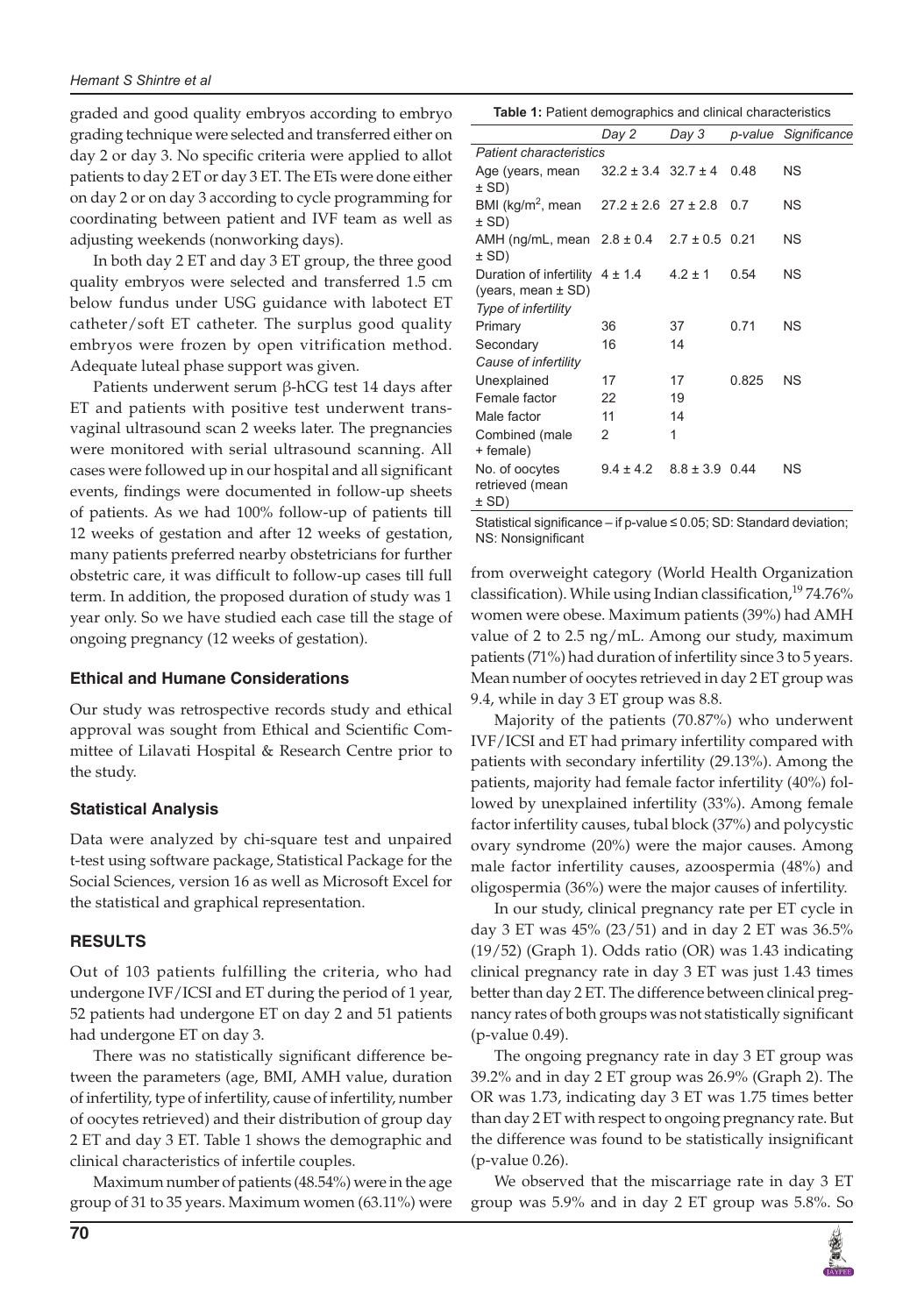graded and good quality embryos according to embryo grading technique were selected and transferred either on day 2 or day 3. No specific criteria were applied to allot patients to day 2 ET or day 3 ET. The ETs were done either on day 2 or on day 3 according to cycle programming for coordinating between patient and IVF team as well as adjusting weekends (nonworking days).

In both day 2 ET and day 3 ET group, the three good quality embryos were selected and transferred 1.5 cm below fundus under USG guidance with labotect ET catheter/soft ET catheter. The surplus good quality embryos were frozen by open vitrification method. Adequate luteal phase support was given.

Patients underwent serum β-hCG test 14 days after ET and patients with positive test underwent transvaginal ultrasound scan 2 weeks later. The pregnancies were monitored with serial ultrasound scanning. All cases were followed up in our hospital and all significant events, findings were documented in follow-up sheets of patients. As we had 100% follow-up of patients till 12 weeks of gestation and after 12 weeks of gestation, many patients preferred nearby obstetricians for further obstetric care, it was difficult to follow-up cases till full term. In addition, the proposed duration of study was 1 year only. So we have studied each case till the stage of ongoing pregnancy (12 weeks of gestation).

### Ethical and Humane Considerations

Our study was retrospective records study and ethical approval was sought from Ethical and Scientific Committee of Lilavati Hospital & Research Centre prior to the study.

### Statistical Analysis

Data were analyzed by chi-square test and unpaired t-test using software package, Statistical Package for the Social Sciences, version 16 as well as Microsoft Excel for the statistical and graphical representation.

## RESULTS

Out of 103 patients fulfilling the criteria, who had undergone IVF/ICSI and ET during the period of 1 year, 52 patients had undergone ET on day 2 and 51 patients had undergone ET on day 3.

There was no statistically significant difference between the parameters (age, BMI, AMH value, duration of infertility, type of infertility, cause of infertility, number of oocytes retrieved) and their distribution of group day 2 ET and day 3 ET. Table 1 shows the demographic and clinical characteristics of infertile couples.

Maximum number of patients (48.54%) were in the age group of 31 to 35 years. Maximum women (63.11%) were from overweight category (World Health Organization classification). While using Indian classification,[19] 74.76% women were obese. Maximum patients (39%) had AMH value of 2 to 2.5 ng/mL. Among our study, maximum patients (71%) had duration of infertility since 3 to 5 years. Mean number of oocytes retrieved in day 2 ET group was 9.4, while in day 3 ET group was 8.8.

**Table 1:** Patient demographics and clinical characteristics

| | *Day 2* | *Day 3* | *p-value* | *Significance* |
|---|---|---|---|---|
| *Patient characteristics* | | | | |
| Age (years, mean ± SD) | 32.2 ± 3.4 | 32.7 ± 4 | 0.48 | NS |
| BMI (kg/m$^2$, mean ± SD) | 27.2 ± 2.6 | 27 ± 2.8 | 0.7 | NS |
| AMH (ng/mL, mean ± SD) | 2.8 ± 0.4 | 2.7 ± 0.5 | 0.21 | NS |
| Duration of infertility (years, mean ± SD) | 4 ± 1.4 | 4.2 ± 1 | 0.54 | NS |
| *Type of infertility* | | | | |
| Primary | 36 | 37 | 0.71 | NS |
| Secondary | 16 | 14 | | |
| *Cause of infertility* | | | | |
| Unexplained | 17 | 17 | 0.825 | NS |
| Female factor | 22 | 19 | | |
| Male factor | 11 | 14 | | |
| Combined (male + female) | 2 | 1 | | |
| No. of oocytes retrieved (mean ± SD) | 9.4 ± 4.2 | 8.8 ± 3.9 | 0.44 | NS |

Statistical significance – if p-value ≤ 0.05; SD: Standard deviation; NS: Nonsignificant

Majority of the patients (70.87%) who underwent IVF/ICSI and ET had primary infertility compared with patients with secondary infertility (29.13%). Among the patients, majority had female factor infertility (40%) followed by unexplained infertility (33%). Among female factor infertility causes, tubal block (37%) and polycystic ovary syndrome (20%) were the major causes. Among male factor infertility causes, azoospermia (48%) and oligospermia (36%) were the major causes of infertility.

In our study, clinical pregnancy rate per ET cycle in day 3 ET was 45% (23/51) and in day 2 ET was 36.5% (19/52) (Graph 1). Odds ratio (OR) was 1.43 indicating clinical pregnancy rate in day 3 ET was just 1.43 times better than day 2 ET. The difference between clinical pregnancy rates of both groups was not statistically significant (p-value 0.49).

The ongoing pregnancy rate in day 3 ET group was 39.2% and in day 2 ET group was 26.9% (Graph 2). The OR was 1.73, indicating day 3 ET was 1.75 times better than day 2 ET with respect to ongoing pregnancy rate. But the difference was found to be statistically insignificant (p-value 0.26).

We observed that the miscarriage rate in day 3 ET group was 5.9% and in day 2 ET group was 5.8%. So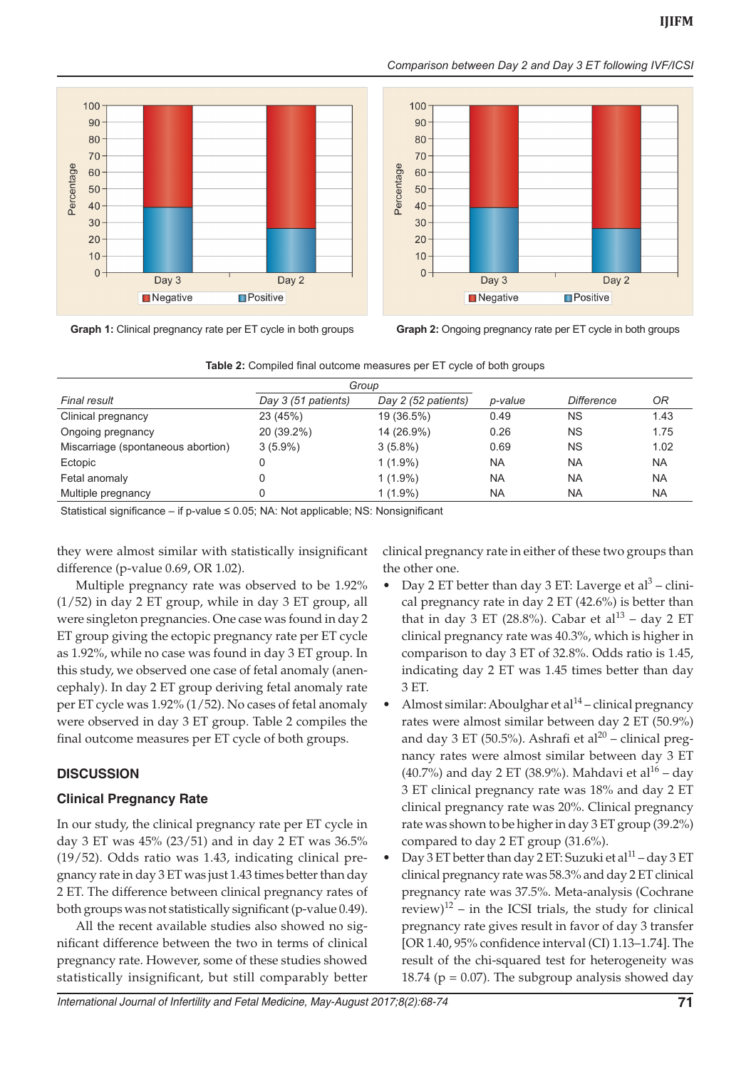**Graph 1:** Clinical pregnancy rate per ET cycle in both groups

**Graph 2:** Ongoing pregnancy rate per ET cycle in both groups

**Table 2:** Compiled final outcome measures per ET cycle of both groups

| | Group | | | | |
|---|---|---|---|---|---|
| *Final result* | *Day 3 (51 patients)* | *Day 2 (52 patients)* | *p-value* | *Difference* | *OR* |
| Clinical pregnancy | 23 (45%) | 19 (36.5%) | 0.49 | NS | 1.43 |
| Ongoing pregnancy | 20 (39.2%) | 14 (26.9%) | 0.26 | NS | 1.75 |
| Miscarriage (spontaneous abortion) | 3 (5.9%) | 3 (5.8%) | 0.69 | NS | 1.02 |
| Ectopic | 0 | 1 (1.9%) | NA | NA | NA |
| Fetal anomaly | 0 | 1 (1.9%) | NA | NA | NA |
| Multiple pregnancy | 0 | 1 (1.9%) | NA | NA | NA |

Statistical significance – if p-value ≤ 0.05; NA: Not applicable; NS: Nonsignificant

they were almost similar with statistically insignificant difference (p-value 0.69, OR 1.02).

Multiple pregnancy rate was observed to be 1.92% (1/52) in day 2 ET group, while in day 3 ET group, all were singleton pregnancies. One case was found in day 2 ET group giving the ectopic pregnancy rate per ET cycle as 1.92%, while no case was found in day 3 ET group. In this study, we observed one case of fetal anomaly (anencephaly). In day 2 ET group deriving fetal anomaly rate per ET cycle was 1.92% (1/52). No cases of fetal anomaly were observed in day 3 ET group. Table 2 compiles the final outcome measures per ET cycle of both groups.

## DISCUSSION

### Clinical Pregnancy Rate

In our study, the clinical pregnancy rate per ET cycle in day 3 ET was 45% (23/51) and in day 2 ET was 36.5% (19/52). Odds ratio was 1.43, indicating clinical pregnancy rate in day 3 ET was just 1.43 times better than day 2 ET. The difference between clinical pregnancy rates of both groups was not statistically significant (p-value 0.49).

All the recent available studies also showed no significant difference between the two in terms of clinical pregnancy rate. However, some of these studies showed statistically insignificant, but still comparably better clinical pregnancy rate in either of these two groups than the other one.

- Day 2 ET better than day 3 ET: Laverge et al[3] – clinical pregnancy rate in day 2 ET (42.6%) is better than that in day 3 ET (28.8%). Cabar et al[13] – day 2 ET clinical pregnancy rate was 40.3%, which is higher in comparison to day 3 ET of 32.8%. Odds ratio is 1.45, indicating day 2 ET was 1.45 times better than day 3 ET.
- Almost similar: Aboulghar et al[14] – clinical pregnancy rates were almost similar between day 2 ET (50.9%) and day 3 ET (50.5%). Ashrafi et al[20] – clinical pregnancy rates were almost similar between day 3 ET (40.7%) and day 2 ET (38.9%). Mahdavi et al[16] – day 3 ET clinical pregnancy rate was 18% and day 2 ET clinical pregnancy rate was 20%. Clinical pregnancy rate was shown to be higher in day 3 ET group (39.2%) compared to day 2 ET group (31.6%).
- Day 3 ET better than day 2 ET: Suzuki et al[11] – day 3 ET clinical pregnancy rate was 58.3% and day 2 ET clinical pregnancy rate was 37.5%. Meta-analysis (Cochrane review)[12] – in the ICSI trials, the study for clinical pregnancy rate gives result in favor of day 3 transfer [OR 1.40, 95% confidence interval (CI) 1.13–1.74]. The result of the chi-squared test for heterogeneity was 18.74 (p = 0.07). The subgroup analysis showed day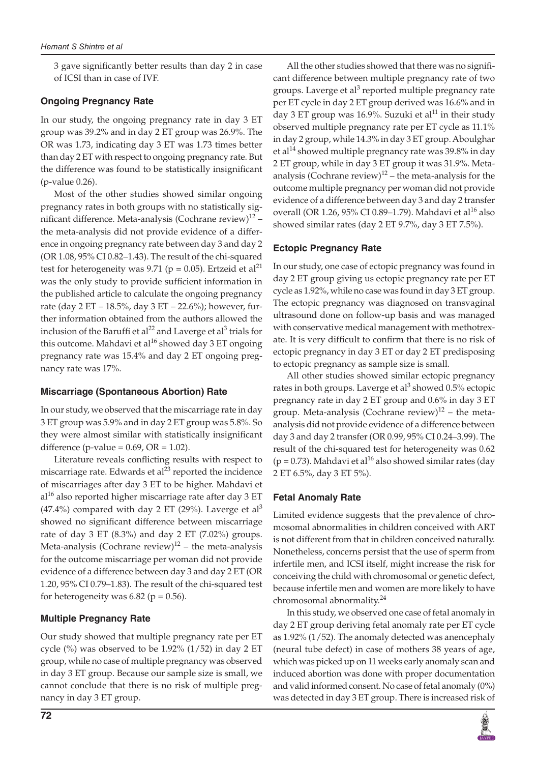3 gave significantly better results than day 2 in case of ICSI than in case of IVF.

### Ongoing Pregnancy Rate

In our study, the ongoing pregnancy rate in day 3 ET group was 39.2% and in day 2 ET group was 26.9%. The OR was 1.73, indicating day 3 ET was 1.73 times better than day 2 ET with respect to ongoing pregnancy rate. But the difference was found to be statistically insignificant (p-value 0.26).

Most of the other studies showed similar ongoing pregnancy rates in both groups with no statistically significant difference. Meta-analysis (Cochrane review)[12] – the meta-analysis did not provide evidence of a difference in ongoing pregnancy rate between day 3 and day 2 (OR 1.08, 95% CI 0.82–1.43). The result of the chi-squared test for heterogeneity was 9.71 ($p = 0.05$). Ertzeid et al[21] was the only study to provide sufficient information in the published article to calculate the ongoing pregnancy rate (day 2 ET – 18.5%, day 3 ET – 22.6%); however, further information obtained from the authors allowed the inclusion of the Baruffi et al[22] and Laverge et al[3] trials for this outcome. Mahdavi et al[16] showed day 3 ET ongoing pregnancy rate was 15.4% and day 2 ET ongoing pregnancy rate was 17%.

### Miscarriage (Spontaneous Abortion) Rate

In our study, we observed that the miscarriage rate in day 3 ET group was 5.9% and in day 2 ET group was 5.8%. So they were almost similar with statistically insignificant difference (p-value = 0.69, OR = 1.02).

Literature reveals conflicting results with respect to miscarriage rate. Edwards et al[23] reported the incidence of miscarriages after day 3 ET to be higher. Mahdavi et al[16] also reported higher miscarriage rate after day 3 ET (47.4%) compared with day 2 ET (29%). Laverge et al[3] showed no significant difference between miscarriage rate of day 3 ET (8.3%) and day 2 ET (7.02%) groups. Meta-analysis (Cochrane review)[12] – the meta-analysis for the outcome miscarriage per woman did not provide evidence of a difference between day 3 and day 2 ET (OR 1.20, 95% CI 0.79–1.83). The result of the chi-squared test for heterogeneity was 6.82 ($p = 0.56$).

### Multiple Pregnancy Rate

Our study showed that multiple pregnancy rate per ET cycle (%) was observed to be 1.92% (1/52) in day 2 ET group, while no case of multiple pregnancy was observed in day 3 ET group. Because our sample size is small, we cannot conclude that there is no risk of multiple pregnancy in day 3 ET group.

All the other studies showed that there was no significant difference between multiple pregnancy rate of two groups. Laverge et al[3] reported multiple pregnancy rate per ET cycle in day 2 ET group derived was 16.6% and in day 3 ET group was 16.9%. Suzuki et al[11] in their study observed multiple pregnancy rate per ET cycle as 11.1% in day 2 group, while 14.3% in day 3 ET group. Aboulghar et al[14] showed multiple pregnancy rate was 39.8% in day 2 ET group, while in day 3 ET group it was 31.9%. Meta-analysis (Cochrane review)[12] – the meta-analysis for the outcome multiple pregnancy per woman did not provide evidence of a difference between day 3 and day 2 transfer overall (OR 1.26, 95% CI 0.89–1.79). Mahdavi et al[16] also showed similar rates (day 2 ET 9.7%, day 3 ET 7.5%).

### Ectopic Pregnancy Rate

In our study, one case of ectopic pregnancy was found in day 2 ET group giving us ectopic pregnancy rate per ET cycle as 1.92%, while no case was found in day 3 ET group. The ectopic pregnancy was diagnosed on transvaginal ultrasound done on follow-up basis and was managed with conservative medical management with methotrexate. It is very difficult to confirm that there is no risk of ectopic pregnancy in day 3 ET or day 2 ET predisposing to ectopic pregnancy as sample size is small.

All other studies showed similar ectopic pregnancy rates in both groups. Laverge et al[3] showed 0.5% ectopic pregnancy rate in day 2 ET group and 0.6% in day 3 ET group. Meta-analysis (Cochrane review)[12] – the meta-analysis did not provide evidence of a difference between day 3 and day 2 transfer (OR 0.99, 95% CI 0.24–3.99). The result of the chi-squared test for heterogeneity was 0.62 ($p = 0.73$). Mahdavi et al[16] also showed similar rates (day 2 ET 6.5%, day 3 ET 5%).

### Fetal Anomaly Rate

Limited evidence suggests that the prevalence of chromosomal abnormalities in children conceived with ART is not different from that in children conceived naturally. Nonetheless, concerns persist that the use of sperm from infertile men, and ICSI itself, might increase the risk for conceiving the child with chromosomal or genetic defect, because infertile men and women are more likely to have chromosomal abnormality.[24]

In this study, we observed one case of fetal anomaly in day 2 ET group deriving fetal anomaly rate per ET cycle as 1.92% (1/52). The anomaly detected was anencephaly (neural tube defect) in case of mothers 38 years of age, which was picked up on 11 weeks early anomaly scan and induced abortion was done with proper documentation and valid informed consent. No case of fetal anomaly (0%) was detected in day 3 ET group. There is increased risk of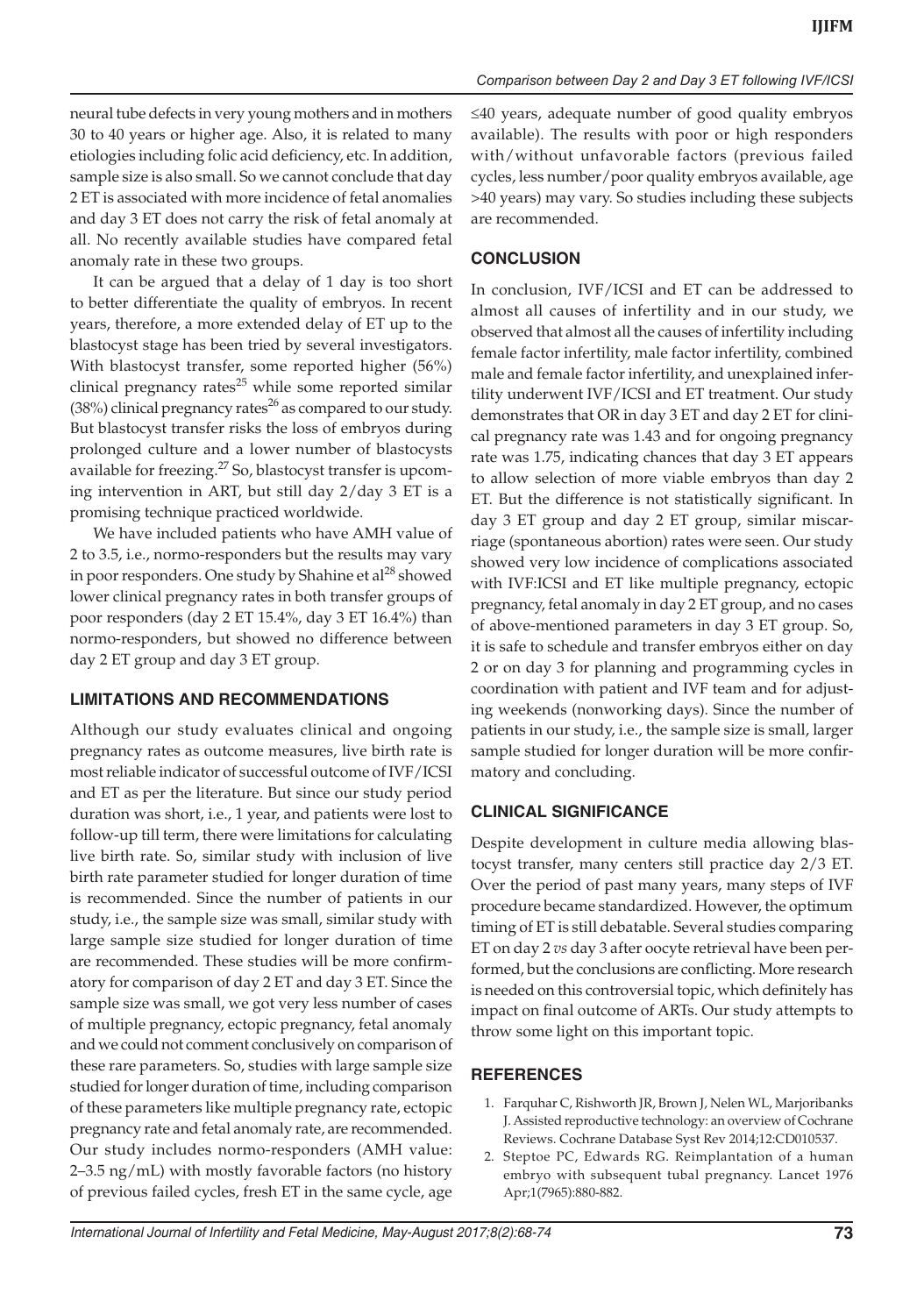neural tube defects in very young mothers and in mothers 30 to 40 years or higher age. Also, it is related to many etiologies including folic acid deficiency, etc. In addition, sample size is also small. So we cannot conclude that day 2 ET is associated with more incidence of fetal anomalies and day 3 ET does not carry the risk of fetal anomaly at all. No recently available studies have compared fetal anomaly rate in these two groups.

It can be argued that a delay of 1 day is too short to better differentiate the quality of embryos. In recent years, therefore, a more extended delay of ET up to the blastocyst stage has been tried by several investigators. With blastocyst transfer, some reported higher (56%) clinical pregnancy rates[25] while some reported similar (38%) clinical pregnancy rates[26] as compared to our study. But blastocyst transfer risks the loss of embryos during prolonged culture and a lower number of blastocysts available for freezing.[27] So, blastocyst transfer is upcoming intervention in ART, but still day 2/day 3 ET is a promising technique practiced worldwide.

We have included patients who have AMH value of 2 to 3.5, i.e., normo-responders but the results may vary in poor responders. One study by Shahine et al[28] showed lower clinical pregnancy rates in both transfer groups of poor responders (day 2 ET 15.4%, day 3 ET 16.4%) than normo-responders, but showed no difference between day 2 ET group and day 3 ET group.

## LIMITATIONS AND RECOMMENDATIONS

Although our study evaluates clinical and ongoing pregnancy rates as outcome measures, live birth rate is most reliable indicator of successful outcome of IVF/ICSI and ET as per the literature. But since our study period duration was short, i.e., 1 year, and patients were lost to follow-up till term, there were limitations for calculating live birth rate. So, similar study with inclusion of live birth rate parameter studied for longer duration of time is recommended. Since the number of patients in our study, i.e., the sample size was small, similar study with large sample size studied for longer duration of time are recommended. These studies will be more confirmatory for comparison of day 2 ET and day 3 ET. Since the sample size was small, we got very less number of cases of multiple pregnancy, ectopic pregnancy, fetal anomaly and we could not comment conclusively on comparison of these rare parameters. So, studies with large sample size studied for longer duration of time, including comparison of these parameters like multiple pregnancy rate, ectopic pregnancy rate and fetal anomaly rate, are recommended. Our study includes normo-responders (AMH value: 2–3.5 ng/mL) with mostly favorable factors (no history of previous failed cycles, fresh ET in the same cycle, age ≤40 years, adequate number of good quality embryos available). The results with poor or high responders with/without unfavorable factors (previous failed cycles, less number/poor quality embryos available, age >40 years) may vary. So studies including these subjects are recommended.

## CONCLUSION

In conclusion, IVF/ICSI and ET can be addressed to almost all causes of infertility and in our study, we observed that almost all the causes of infertility including female factor infertility, male factor infertility, combined male and female factor infertility, and unexplained infertility underwent IVF/ICSI and ET treatment. Our study demonstrates that OR in day 3 ET and day 2 ET for clinical pregnancy rate was 1.43 and for ongoing pregnancy rate was 1.75, indicating chances that day 3 ET appears to allow selection of more viable embryos than day 2 ET. But the difference is not statistically significant. In day 3 ET group and day 2 ET group, similar miscarriage (spontaneous abortion) rates were seen. Our study showed very low incidence of complications associated with IVF:ICSI and ET like multiple pregnancy, ectopic pregnancy, fetal anomaly in day 2 ET group, and no cases of above-mentioned parameters in day 3 ET group. So, it is safe to schedule and transfer embryos either on day 2 or on day 3 for planning and programming cycles in coordination with patient and IVF team and for adjusting weekends (nonworking days). Since the number of patients in our study, i.e., the sample size is small, larger sample studied for longer duration will be more confirmatory and concluding.

## CLINICAL SIGNIFICANCE

Despite development in culture media allowing blastocyst transfer, many centers still practice day 2/3 ET. Over the period of past many years, many steps of IVF procedure became standardized. However, the optimum timing of ET is still debatable. Several studies comparing ET on day 2 *vs* day 3 after oocyte retrieval have been performed, but the conclusions are conflicting. More research is needed on this controversial topic, which definitely has impact on final outcome of ARTs. Our study attempts to throw some light on this important topic.

## REFERENCES

1. Farquhar C, Rishworth JR, Brown J, Nelen WL, Marjoribanks J. Assisted reproductive technology: an overview of Cochrane Reviews. Cochrane Database Syst Rev 2014;12:CD010537.
2. Steptoe PC, Edwards RG. Reimplantation of a human embryo with subsequent tubal pregnancy. Lancet 1976 Apr;1(7965):880-882.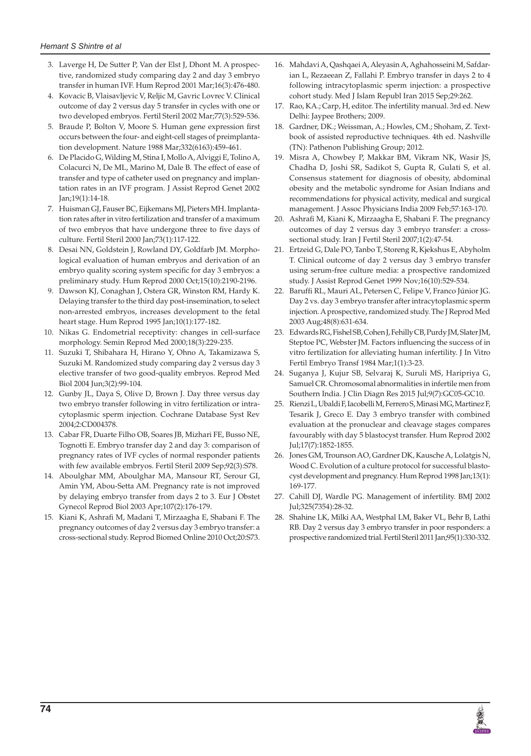3. Laverge H, De Sutter P, Van der Elst J, Dhont M. A prospective, randomized study comparing day 2 and day 3 embryo transfer in human IVF. Hum Reprod 2001 Mar;16(3):476-480.
4. Kovacic B, Vlaisavljevic V, Reljic M, Gavric Lovrec V. Clinical outcome of day 2 versus day 5 transfer in cycles with one or two developed embryos. Fertil Steril 2002 Mar;77(3):529-536.
5. Braude P, Bolton V, Moore S. Human gene expression first occurs between the four- and eight-cell stages of preimplantation development. Nature 1988 Mar;332(6163):459-461.
6. De Placido G, Wilding M, Stina I, Mollo A, Alviggi E, Tolino A, Colacurci N, De ML, Marino M, Dale B. The effect of ease of transfer and type of catheter used on pregnancy and implantation rates in an IVF program. J Assist Reprod Genet 2002 Jan;19(1):14-18.
7. Huisman GJ, Fauser BC, Eijkemans MJ, Pieters MH. Implantation rates after in vitro fertilization and transfer of a maximum of two embryos that have undergone three to five days of culture. Fertil Steril 2000 Jan;73(1):117-122.
8. Desai NN, Goldstein J, Rowland DY, Goldfarb JM. Morphological evaluation of human embryos and derivation of an embryo quality scoring system specific for day 3 embryos: a preliminary study. Hum Reprod 2000 Oct;15(10):2190-2196.
9. Dawson KJ, Conaghan J, Ostera GR, Winston RM, Hardy K. Delaying transfer to the third day post-insemination, to select non-arrested embryos, increases development to the fetal heart stage. Hum Reprod 1995 Jan;10(1):177-182.
10. Nikas G. Endometrial receptivity: changes in cell-surface morphology. Semin Reprod Med 2000;18(3):229-235.
11. Suzuki T, Shibahara H, Hirano Y, Ohno A, Takamizawa S, Suzuki M. Randomized study comparing day 2 versus day 3 elective transfer of two good-quality embryos. Reprod Med Biol 2004 Jun;3(2):99-104.
12. Gunby JL, Daya S, Olive D, Brown J. Day three versus day two embryo transfer following in vitro fertilization or intracytoplasmic sperm injection. Cochrane Database Syst Rev 2004;2:CD004378.
13. Cabar FR, Duarte Filho OB, Soares JB, Mizhari FE, Busso NE, Tognotti E. Embryo transfer day 2 and day 3: comparison of pregnancy rates of IVF cycles of normal responder patients with few available embryos. Fertil Steril 2009 Sep;92(3):S78.
14. Aboulghar MM, Aboulghar MA, Mansour RT, Serour GI, Amin YM, Abou-Setta AM. Pregnancy rate is not improved by delaying embryo transfer from days 2 to 3. Eur J Obstet Gynecol Reprod Biol 2003 Apr;107(2):176-179.
15. Kiani K, Ashrafi M, Madani T, Mirzaagha E, Shabani F. The pregnancy outcomes of day 2 versus day 3 embryo transfer: a cross-sectional study. Reprod Biomed Online 2010 Oct;20:S73.
16. Mahdavi A, Qashqaei A, Aleyasin A, Aghahosseini M, Safdarian L, Rezaeean Z, Fallahi P. Embryo transfer in days 2 to 4 following intracytoplasmic sperm injection: a prospective cohort study. Med J Islam Republ Iran 2015 Sep;29:262.
17. Rao, KA.; Carp, H, editor. The infertility manual. 3rd ed. New Delhi: Jaypee Brothers; 2009.
18. Gardner, DK.; Weissman, A.; Howles, CM.; Shoham, Z. Textbook of assisted reproductive techniques. 4th ed. Nashville (TN): Pathenon Publishing Group; 2012.
19. Misra A, Chowbey P, Makkar BM, Vikram NK, Wasir JS, Chadha D, Joshi SR, Sadikot S, Gupta R, Gulati S, et al. Consensus statement for diagnosis of obesity, abdominal obesity and the metabolic syndrome for Asian Indians and recommendations for physical activity, medical and surgical management. J Assoc Physicians India 2009 Feb;57:163-170.
20. Ashrafi M, Kiani K, Mirzaagha E, Shabani F. The pregnancy outcomes of day 2 versus day 3 embryo transfer: a cross-sectional study. Iran J Fertil Steril 2007;1(2):47-54.
21. Ertzeid G, Dale PO, Tanbo T, Storeng R, Kjekshus E, Abyholm T. Clinical outcome of day 2 versus day 3 embryo transfer using serum-free culture media: a prospective randomized study. J Assist Reprod Genet 1999 Nov;16(10):529-534.
22. Baruffi RL, Mauri AL, Petersen C, Felipe V, Franco Júnior JG. Day 2 vs. day 3 embryo transfer after intracytoplasmic sperm injection. A prospective, randomized study. The J Reprod Med 2003 Aug;48(8):631-634.
23. Edwards RG, Fishel SB, Cohen J, Fehilly CB, Purdy JM, Slater JM, Steptoe PC, Webster JM. Factors influencing the success of in vitro fertilization for alleviating human infertility. J In Vitro Fertil Embryo Transf 1984 Mar;1(1):3-23.
24. Suganya J, Kujur SB, Selvaraj K, Suruli MS, Haripriya G, Samuel CR. Chromosomal abnormalities in infertile men from Southern India. J Clin Diagn Res 2015 Jul;9(7):GC05-GC10.
25. Rienzi L, Ubaldi F, Iacobelli M, Ferrero S, Minasi MG, Martinez F, Tesarik J, Greco E. Day 3 embryo transfer with combined evaluation at the pronuclear and cleavage stages compares favourably with day 5 blastocyst transfer. Hum Reprod 2002 Jul;17(7):1852-1855.
26. Jones GM, Trounson AO, Gardner DK, Kausche A, Lolatgis N, Wood C. Evolution of a culture protocol for successful blastocyst development and pregnancy. Hum Reprod 1998 Jan;13(1):169-177.
27. Cahill DJ, Wardle PG. Management of infertility. BMJ 2002 Jul;325(7354):28-32.
28. Shahine LK, Milki AA, Westphal LM, Baker VL, Behr B, Lathi RB. Day 2 versus day 3 embryo transfer in poor responders: a prospective randomized trial. Fertil Steril 2011 Jan;95(1):330-332.